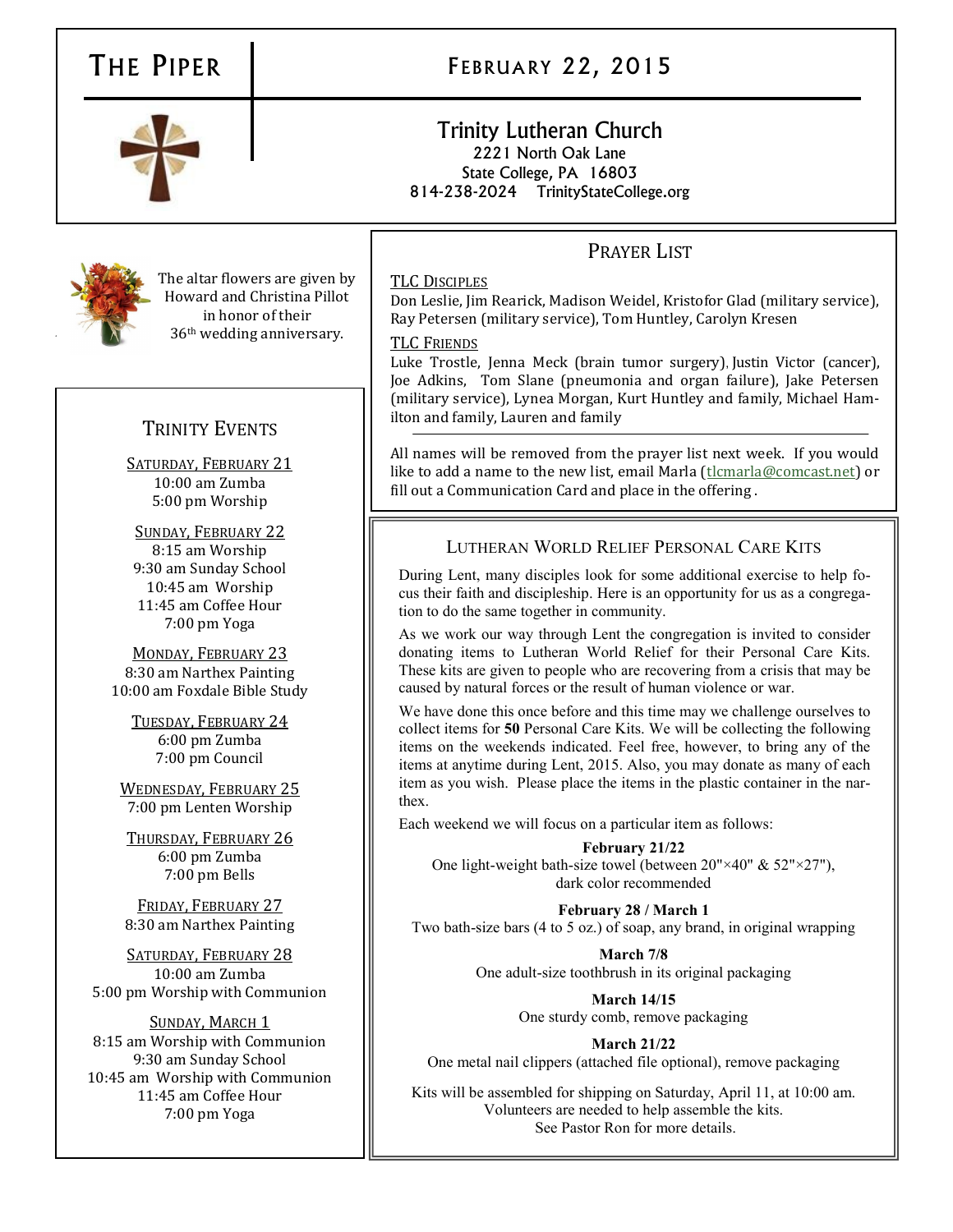# The Piper

## February 22, 2015

**Trinity Lutheran Church**
2221 North Oak Lane
State College, PA 16803
814-238-2024 TrinityStateCollege.org

The altar flowers are given by Howard and Christina Pillot in honor of their 36th wedding anniversary.

## Trinity Events

**Saturday, February 21**
10:00 am Zumba
5:00 pm Worship

**Sunday, February 22**
8:15 am Worship
9:30 am Sunday School
10:45 am Worship
11:45 am Coffee Hour
7:00 pm Yoga

**Monday, February 23**
8:30 am Narthex Painting
10:00 am Foxdale Bible Study

**Tuesday, February 24**
6:00 pm Zumba
7:00 pm Council

**Wednesday, February 25**
7:00 pm Lenten Worship

**Thursday, February 26**
6:00 pm Zumba
7:00 pm Bells

**Friday, February 27**
8:30 am Narthex Painting

**Saturday, February 28**
10:00 am Zumba
5:00 pm Worship with Communion

**Sunday, March 1**
8:15 am Worship with Communion
9:30 am Sunday School
10:45 am Worship with Communion
11:45 am Coffee Hour
7:00 pm Yoga

## Prayer List

**TLC Disciples**
Don Leslie, Jim Rearick, Madison Weidel, Kristofor Glad (military service), Ray Petersen (military service), Tom Huntley, Carolyn Kresen

**TLC Friends**
Luke Trostle, Jenna Meck (brain tumor surgery), Justin Victor (cancer), Joe Adkins, Tom Slane (pneumonia and organ failure), Jake Petersen (military service), Lynea Morgan, Kurt Huntley and family, Michael Hamilton and family, Lauren and family

All names will be removed from the prayer list next week. If you would like to add a name to the new list, email Marla (tlcmarla@comcast.net) or fill out a Communication Card and place in the offering.

## Lutheran World Relief Personal Care Kits

During Lent, many disciples look for some additional exercise to help focus their faith and discipleship. Here is an opportunity for us as a congregation to do the same together in community.

As we work our way through Lent the congregation is invited to consider donating items to Lutheran World Relief for their Personal Care Kits. These kits are given to people who are recovering from a crisis that may be caused by natural forces or the result of human violence or war.

We have done this once before and this time may we challenge ourselves to collect items for **50** Personal Care Kits. We will be collecting the following items on the weekends indicated. Feel free, however, to bring any of the items at anytime during Lent, 2015. Also, you may donate as many of each item as you wish. Please place the items in the plastic container in the narthex.

Each weekend we will focus on a particular item as follows:

**February 21/22**
One light-weight bath-size towel (between 20"×40" & 52"×27"), dark color recommended

**February 28 / March 1**
Two bath-size bars (4 to 5 oz.) of soap, any brand, in original wrapping

**March 7/8**
One adult-size toothbrush in its original packaging

**March 14/15**
One sturdy comb, remove packaging

**March 21/22**
One metal nail clippers (attached file optional), remove packaging

Kits will be assembled for shipping on Saturday, April 11, at 10:00 am. Volunteers are needed to help assemble the kits. See Pastor Ron for more details.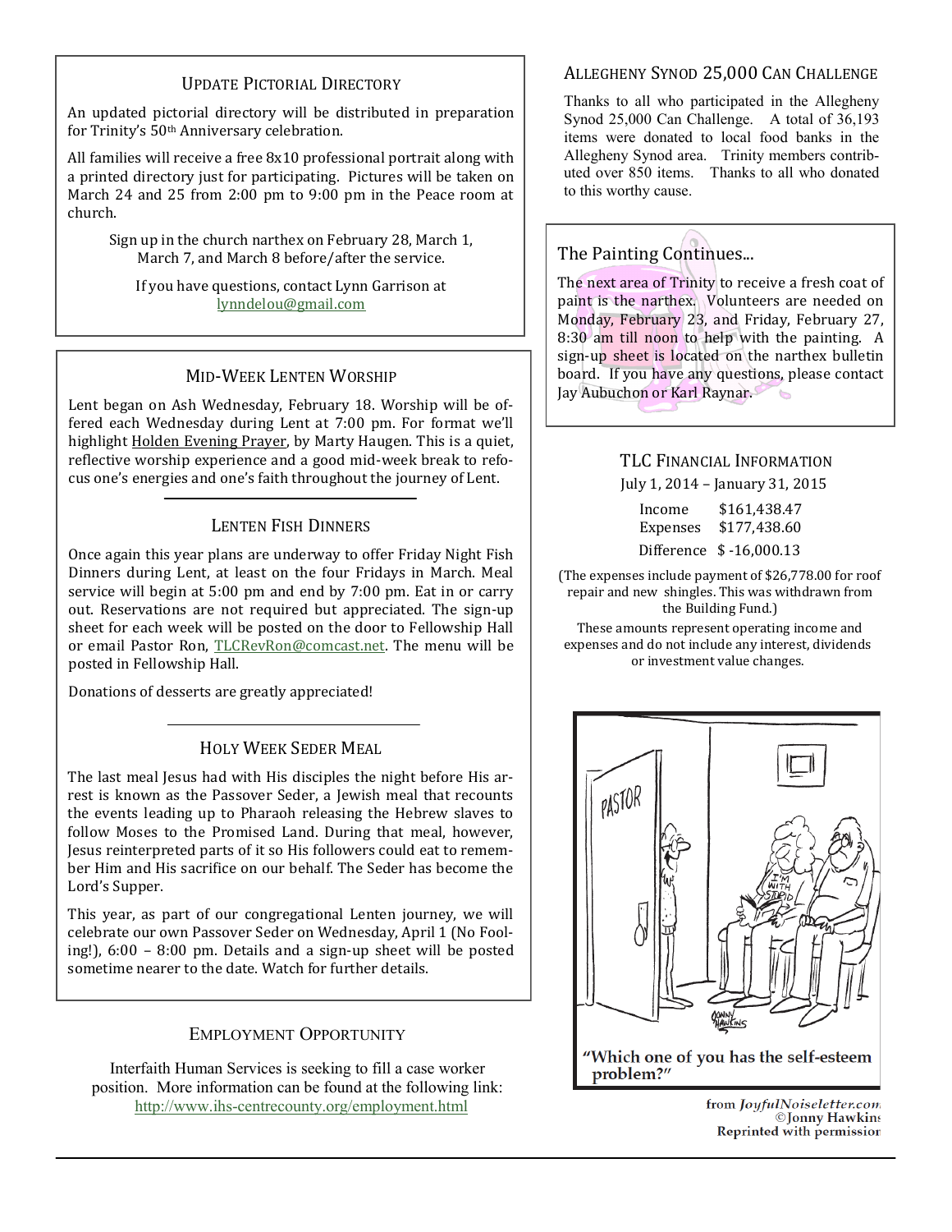## Update Pictorial Directory

An updated pictorial directory will be distributed in preparation for Trinity's 50th Anniversary celebration.

All families will receive a free 8x10 professional portrait along with a printed directory just for participating. Pictures will be taken on March 24 and 25 from 2:00 pm to 9:00 pm in the Peace room at church.

Sign up in the church narthex on February 28, March 1, March 7, and March 8 before/after the service.

If you have questions, contact Lynn Garrison at lynndelou@gmail.com

## Mid-Week Lenten Worship

Lent began on Ash Wednesday, February 18. Worship will be offered each Wednesday during Lent at 7:00 pm. For format we'll highlight Holden Evening Prayer, by Marty Haugen. This is a quiet, reflective worship experience and a good mid-week break to refocus one's energies and one's faith throughout the journey of Lent.

## Lenten Fish Dinners

Once again this year plans are underway to offer Friday Night Fish Dinners during Lent, at least on the four Fridays in March. Meal service will begin at 5:00 pm and end by 7:00 pm. Eat in or carry out. Reservations are not required but appreciated. The sign-up sheet for each week will be posted on the door to Fellowship Hall or email Pastor Ron, TLCRevRon@comcast.net. The menu will be posted in Fellowship Hall.

Donations of desserts are greatly appreciated!

## Holy Week Seder Meal

The last meal Jesus had with His disciples the night before His arrest is known as the Passover Seder, a Jewish meal that recounts the events leading up to Pharaoh releasing the Hebrew slaves to follow Moses to the Promised Land. During that meal, however, Jesus reinterpreted parts of it so His followers could eat to remember Him and His sacrifice on our behalf. The Seder has become the Lord's Supper.

This year, as part of our congregational Lenten journey, we will celebrate our own Passover Seder on Wednesday, April 1 (No Fooling!), 6:00 – 8:00 pm. Details and a sign-up sheet will be posted sometime nearer to the date. Watch for further details.

## Employment Opportunity

Interfaith Human Services is seeking to fill a case worker position. More information can be found at the following link: http://www.ihs-centrecounty.org/employment.html

## Allegheny Synod 25,000 Can Challenge

Thanks to all who participated in the Allegheny Synod 25,000 Can Challenge. A total of 36,193 items were donated to local food banks in the Allegheny Synod area. Trinity members contributed over 850 items. Thanks to all who donated to this worthy cause.

## The Painting Continues...

The next area of Trinity to receive a fresh coat of paint is the narthex. Volunteers are needed on Monday, February 23, and Friday, February 27, 8:30 am till noon to help with the painting. A sign-up sheet is located on the narthex bulletin board. If you have any questions, please contact Jay Aubuchon or Karl Raynar.

## TLC Financial Information

July 1, 2014 – January 31, 2015

| | |
|---|---|
| Income | $161,438.47 |
| Expenses | $177,438.60 |
| Difference | $ -16,000.13 |

(The expenses include payment of $26,778.00 for roof repair and new shingles. This was withdrawn from the Building Fund.)

These amounts represent operating income and expenses and do not include any interest, dividends or investment value changes.

"Which one of you has the self-esteem problem?"

from *JoyfulNoiseletter.com*
©Jonny Hawkins
Reprinted with permission